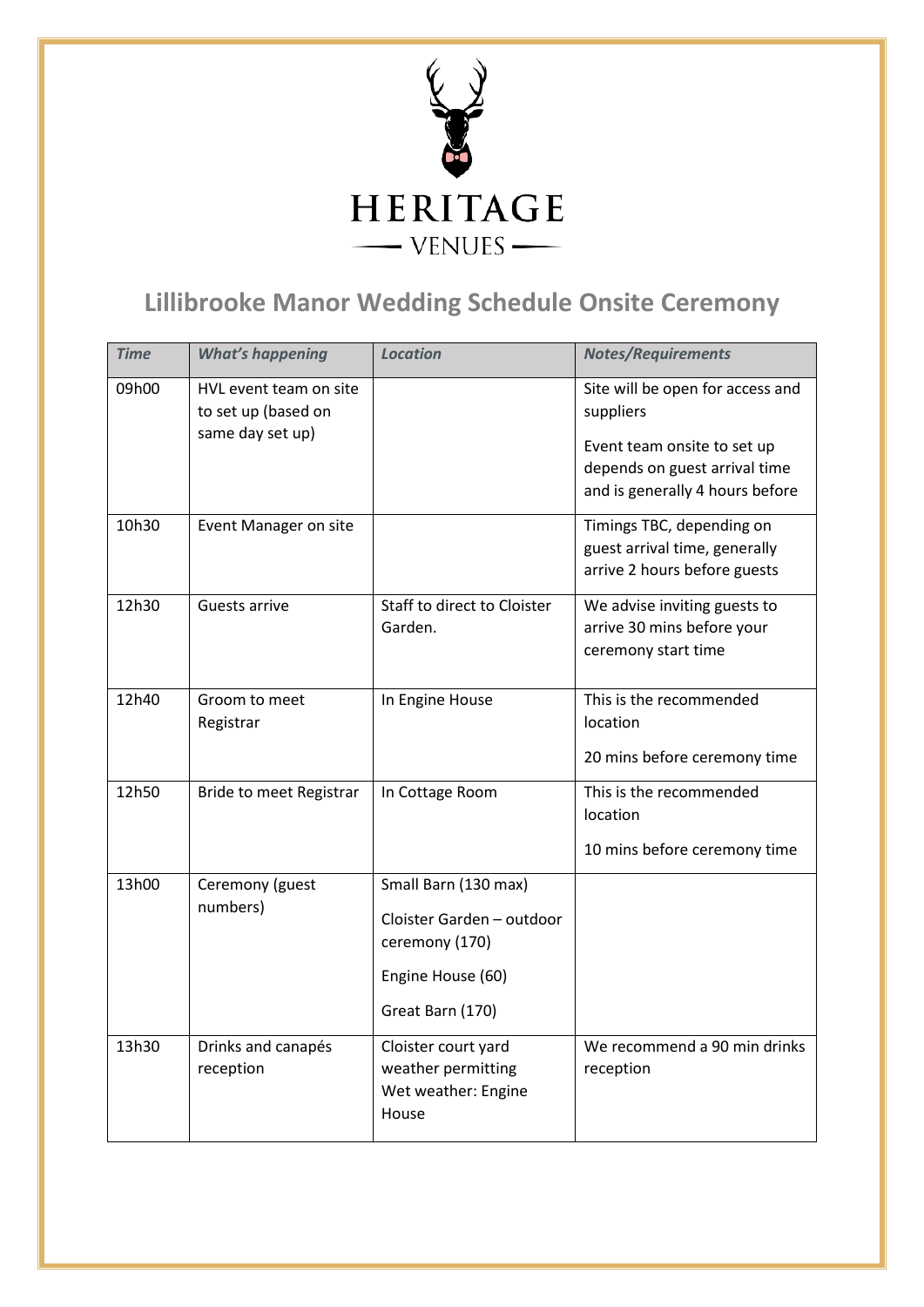HERITAGE

VENUES

# Lillibrooke Manor Wedding Schedule Onsite Ceremony

| *Time* | *What's happening* | *Location* | *Notes/Requirements* |
|---|---|---|---|
| 09h00 | HVL event team on site to set up (based on same day set up) | | Site will be open for access and suppliers<br><br>Event team onsite to set up depends on guest arrival time and is generally 4 hours before |
| 10h30 | Event Manager on site | | Timings TBC, depending on guest arrival time, generally arrive 2 hours before guests |
| 12h30 | Guests arrive | Staff to direct to Cloister Garden. | We advise inviting guests to arrive 30 mins before your ceremony start time |
| 12h40 | Groom to meet Registrar | In Engine House | This is the recommended location<br><br>20 mins before ceremony time |
| 12h50 | Bride to meet Registrar | In Cottage Room | This is the recommended location<br><br>10 mins before ceremony time |
| 13h00 | Ceremony (guest numbers) | Small Barn (130 max)<br><br>Cloister Garden – outdoor ceremony (170)<br><br>Engine House (60)<br><br>Great Barn (170) | |
| 13h30 | Drinks and canapés reception | Cloister court yard weather permitting<br>Wet weather: Engine House | We recommend a 90 min drinks reception |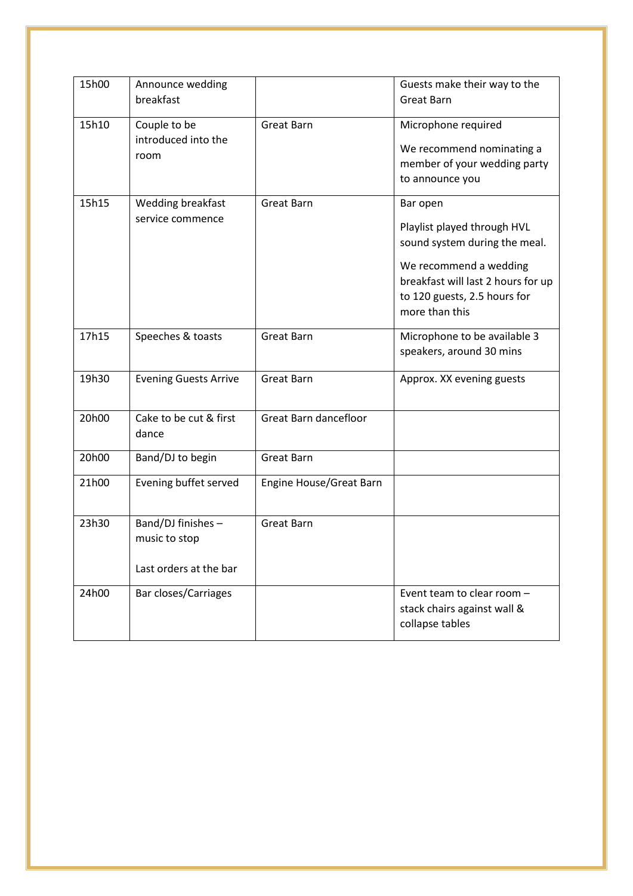| | | | |
|---|---|---|---|
| 15h00 | Announce wedding breakfast | | Guests make their way to the Great Barn |
| 15h10 | Couple to be introduced into the room | Great Barn | Microphone required<br><br>We recommend nominating a member of your wedding party to announce you |
| 15h15 | Wedding breakfast service commence | Great Barn | Bar open<br><br>Playlist played through HVL sound system during the meal.<br><br>We recommend a wedding breakfast will last 2 hours for up to 120 guests, 2.5 hours for more than this |
| 17h15 | Speeches & toasts | Great Barn | Microphone to be available 3 speakers, around 30 mins |
| 19h30 | Evening Guests Arrive | Great Barn | Approx. XX evening guests |
| 20h00 | Cake to be cut & first dance | Great Barn dancefloor | |
| 20h00 | Band/DJ to begin | Great Barn | |
| 21h00 | Evening buffet served | Engine House/Great Barn | |
| 23h30 | Band/DJ finishes – music to stop<br><br>Last orders at the bar | Great Barn | |
| 24h00 | Bar closes/Carriages | | Event team to clear room – stack chairs against wall & collapse tables |